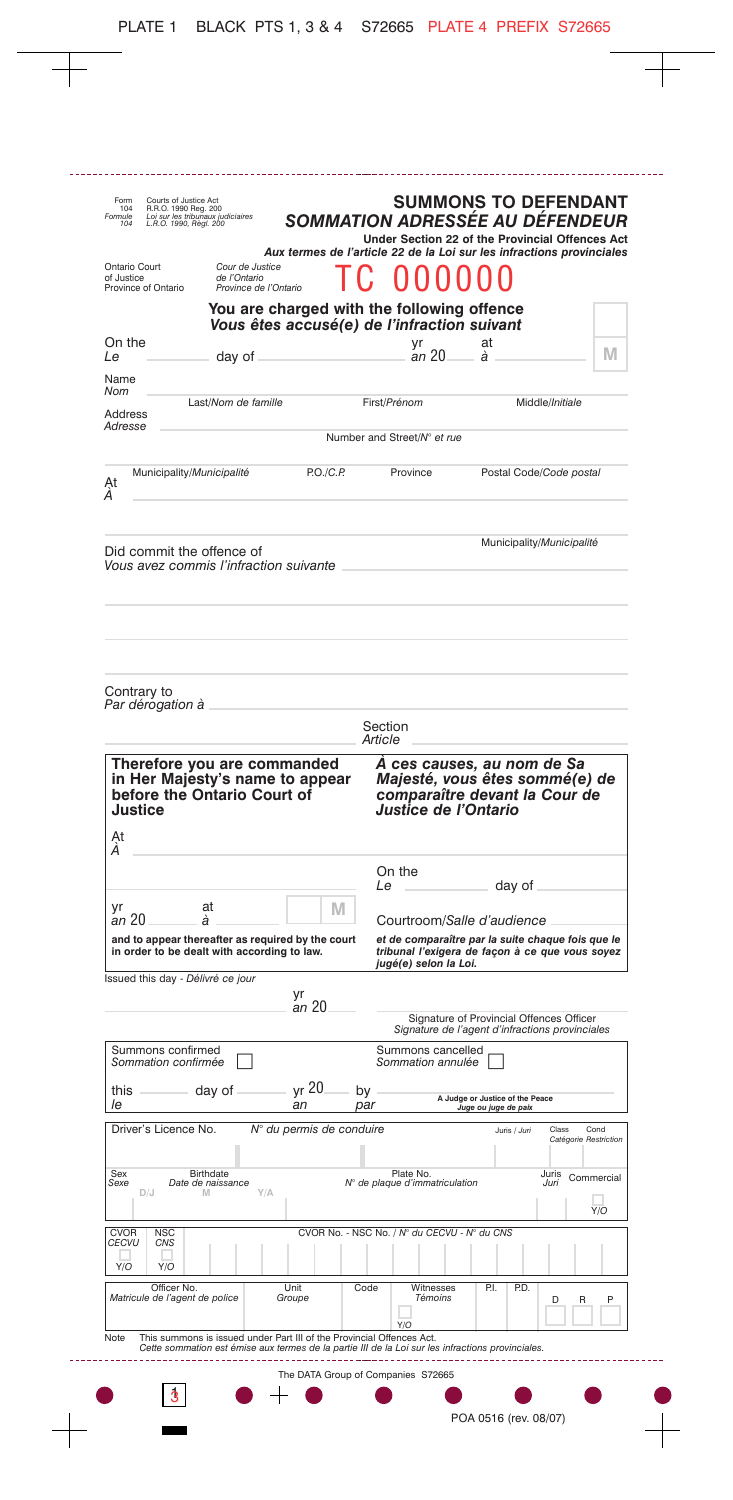PLATE 1 BLACK PTS 1, 3 & 4 S72665 PLATE 4 PREFIX S72665

Form 104 Courts of Justice Act R.R.O. 1990 Reg. 200
Formule 104 *Loi sur les tribunaux judiciaires L.R.O. 1990, Règl. 200*

# SUMMONS TO DEFENDANT
# *SOMMATION ADRESSÉE AU DÉFENDEUR*

**Under Section 22 of the Provincial Offences Act**
***Aux termes de l'article 22 de la Loi sur les infractions provinciales***

Ontario Court of Justice Province of Ontario
*Cour de Justice de l'Ontario Province de l'Ontario*

TC 000000

**You are charged with the following offence**
***Vous êtes accusé(e) de l'infraction suivant***

On the *Le* ______ day of ______ yr *an* 20 ___ at *à* ______ M

Name *Nom* ______
Last/*Nom de famille* First/*Prénom* Middle/*Initiale*

Address *Adresse* ______
Number and Street/*N° et rue*

Municipality/*Municipalité* P.O./*C.P.* Province Postal Code/*Code postal*

At *À* ______

Municipality/*Municipalité*

Did commit the offence of
*Vous avez commis l'infraction suivante* ______

Contrary to
*Par dérogation à* ______

Section *Article* ______

**Therefore you are commanded in Her Majesty's name to appear before the Ontario Court of Justice**

***À ces causes, au nom de Sa Majesté, vous êtes sommé(e) de comparaître devant la Cour de Justice de l'Ontario***

At *À* ______

On the *Le* ______ day of ______

yr *an* 20 ___ at *à* ______ M

Courtroom/*Salle d'audience* ______

**and to appear thereafter as required by the court in order to be dealt with according to law.**

***et de comparaître par la suite chaque fois que le tribunal l'exigera de façon à ce que vous soyez jugé(e) selon la Loi.***

Issued this day - *Délivré ce jour*

______ yr *an* 20 ___

Signature of Provincial Offences Officer
*Signature de l'agent d'infractions provinciales*

Summons confirmed *Sommation confirmée* ☐

Summons cancelled *Sommation annulée* ☐

this *le* ______ day of ______ yr *an* 20 ___ by *par* ______
A Judge or Justice of the Peace
*Juge ou juge de paix*

| Driver's Licence No. *N° du permis de conduire* | Juris / *Juri* | Class *Catégorie* | Cond *Restriction* |
|---|---|---|---|
| | | | |

| Sex *Sexe* | Birthdate *Date de naissance* D/J M Y/A | Plate No. *N° de plaque d'immatriculation* | Juris *Juri* | Commercial Y/O |
|---|---|---|---|---|
| | | | | ☐ |

| CVOR *CECVU* | NSC *CNS* | CVOR No. - NSC No. / *N° du CECVU - N° du CNS* |
|---|---|---|
| ☐ Y/O | ☐ Y/O | |

| Officer No. *Matricule de l'agent de police* | Unit *Groupe* | Code | Witnesses *Témoins* | P.I. | P.D. | D | R | P |
|---|---|---|---|---|---|---|---|---|
| | | | ☐ Y/O | | | | | |

Note This summons is issued under Part III of the Provincial Offences Act.
*Cette sommation est émise aux termes de la partie III de la Loi sur les infractions provinciales.*

The DATA Group of Companies S72665

3

POA 0516 (rev. 08/07)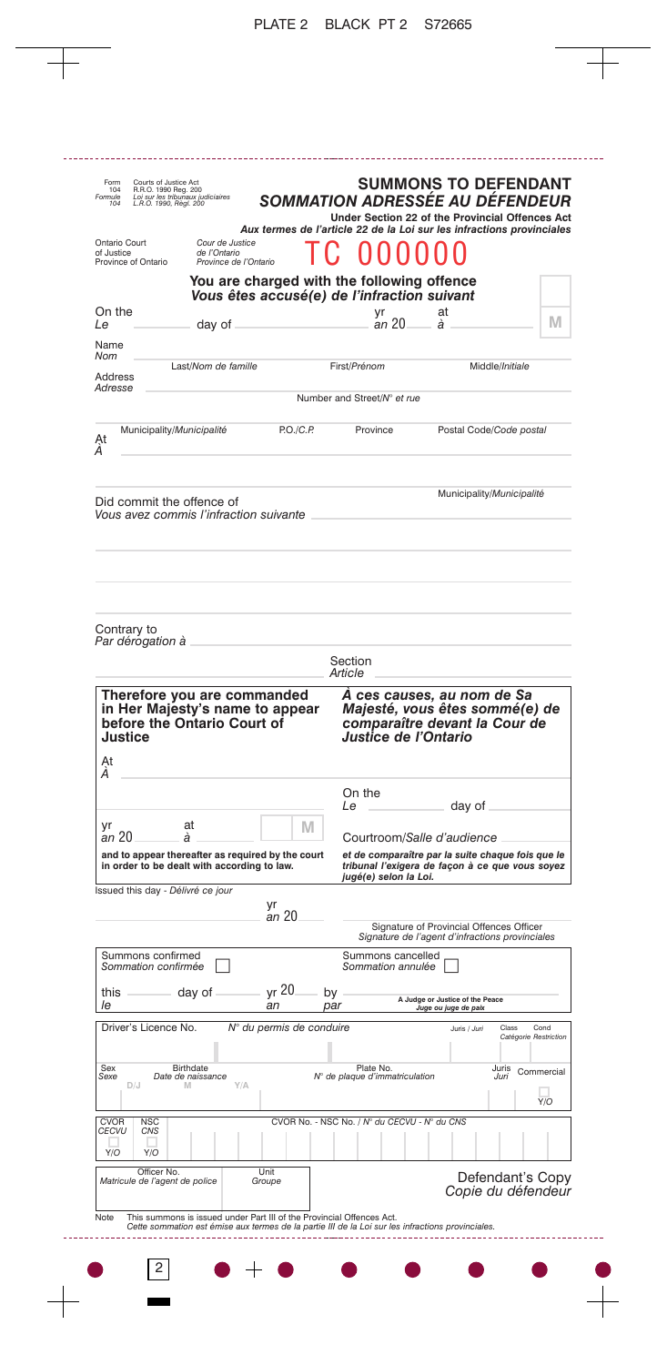PLATE 2 BLACK PT 2 S72665

Form 104 Courts of Justice Act R.R.O. 1990 Reg. 200
*Formule 104 Loi sur les tribunaux judiciaires L.R.O. 1990, Règl. 200*

# SUMMONS TO DEFENDANT
## *SOMMATION ADRESSÉE AU DÉFENDEUR*

**Under Section 22 of the Provincial Offences Act**
***Aux termes de l'article 22 de la Loi sur les infractions provinciales***

Ontario Court of Justice Province of Ontario
*Cour de Justice de l'Ontario Province de l'Ontario*

TC 000000

**You are charged with the following offence**
***Vous êtes accusé(e) de l'infraction suivant***

On the / *Le* ______ day of ______ yr / *an* 20____ at / *à* ______ M

Name / *Nom* ______
Last/*Nom de famille* First/*Prénom* Middle/*Initiale*

Address / *Adresse* ______
Number and Street/*N° et rue*

Municipality/*Municipalité* P.O./*C.P.* Province Postal Code/*Code postal*

At / *À* ______

Municipality/*Municipalité*

Did commit the offence of
*Vous avez commis l'infraction suivante* ______

Contrary to
*Par dérogation à* ______

Section / *Article* ______

**Therefore you are commanded in Her Majesty's name to appear before the Ontario Court of Justice**

***À ces causes, au nom de Sa Majesté, vous êtes sommé(e) de comparaître devant la Cour de Justice de l'Ontario***

At / *À* ______

On the / *Le* ______ day of ______

yr / *an* 20____ at / *à* ______ M

Courtroom/*Salle d'audience* ______

**and to appear thereafter as required by the court in order to be dealt with according to law.**

***et de comparaître par la suite chaque fois que le tribunal l'exigera de façon à ce que vous soyez jugé(e) selon la Loi.***

Issued this day - *Délivré ce jour*

______ yr / *an* 20____

Signature of Provincial Offences Officer
*Signature de l'agent d'infractions provinciales*

Summons confirmed / *Sommation confirmée* ☐

Summons cancelled / *Sommation annulée* ☐

this / *le* ______ day of ______ yr / *an* 20____ by / *par* ______
A Judge or Justice of the Peace / *Juge ou juge de paix*

Driver's Licence No. / *N° du permis de conduire* Juris / *Juri* Class Cond / *Catégorie Restriction*

Sex / *Sexe* Birthdate / *Date de naissance* D/J M Y/A

Plate No. / *N° de plaque d'immatriculation* Juris / *Juri* Commercial ☐ Y/O

CVOR / *CECVU* ☐ Y/O NSC / *CNS* ☐ Y/O CVOR No. - NSC No. / *N° du CECVU - N° du CNS*

Officer No. / *Matricule de l'agent de police* Unit / *Groupe*

Defendant's Copy
*Copie du défendeur*

Note This summons is issued under Part III of the Provincial Offences Act.
*Cette sommation est émise aux termes de la partie III de la Loi sur les infractions provinciales.*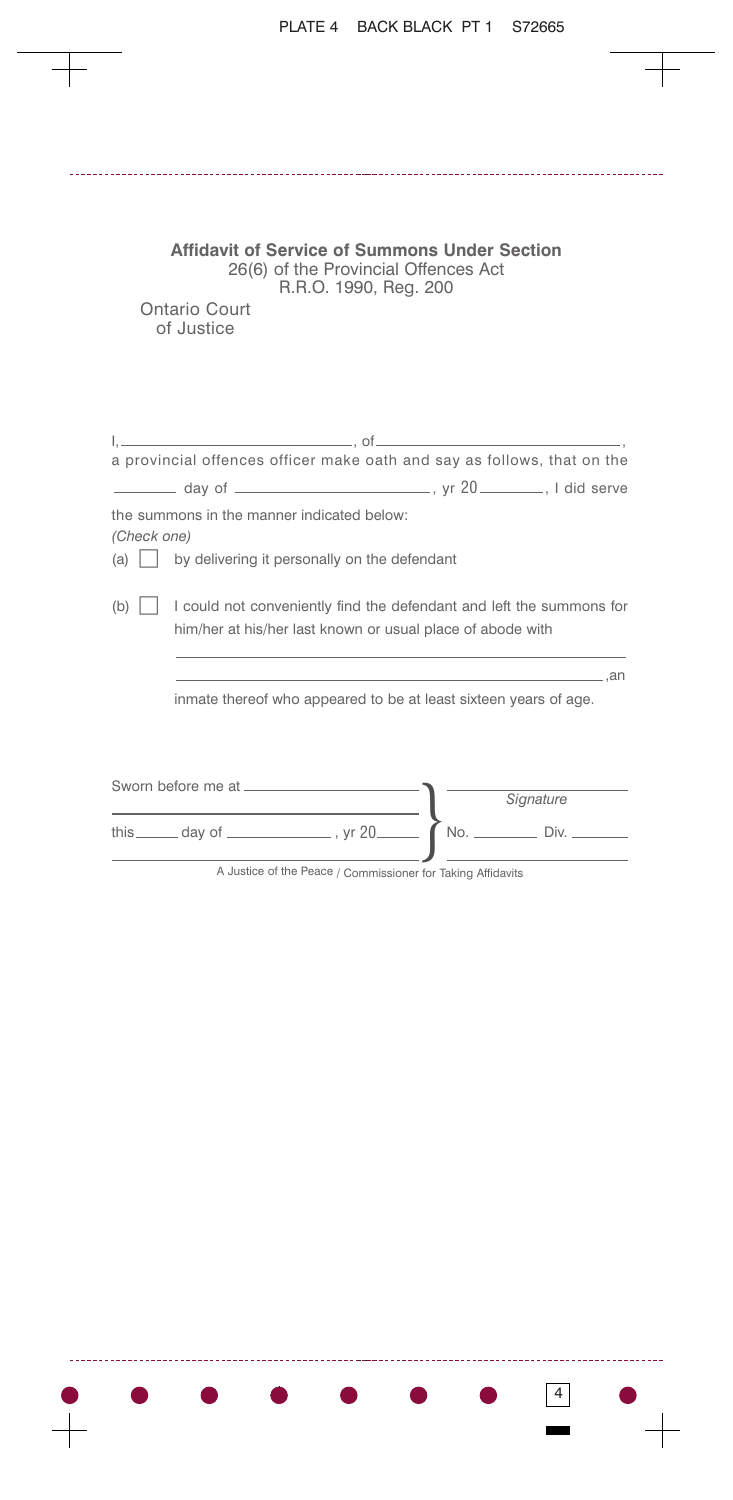**Affidavit of Service of Summons Under Section**
26(6) of the Provincial Offences Act
R.R.O. 1990, Reg. 200

Ontario Court
of Justice

I, ______________________________, of ______________________________,
a provincial offences officer make oath and say as follows, that on the
________ day of ________________________, yr 20________, I did serve
the summons in the manner indicated below:

*(Check one)*

(a) ☐ by delivering it personally on the defendant

(b) ☐ I could not conveniently find the defendant and left the summons for him/her at his/her last known or usual place of abode with

______________________________________________________________

______________________________________________________________,an

inmate thereof who appeared to be at least sixteen years of age.

Sworn before me at ______________________

______________________________________

this ______ day of ______________, yr 20______

______________________________________

A Justice of the Peace / Commissioner for Taking Affidavits

______________________
*Signature*

No. ________ Div. _______

______________________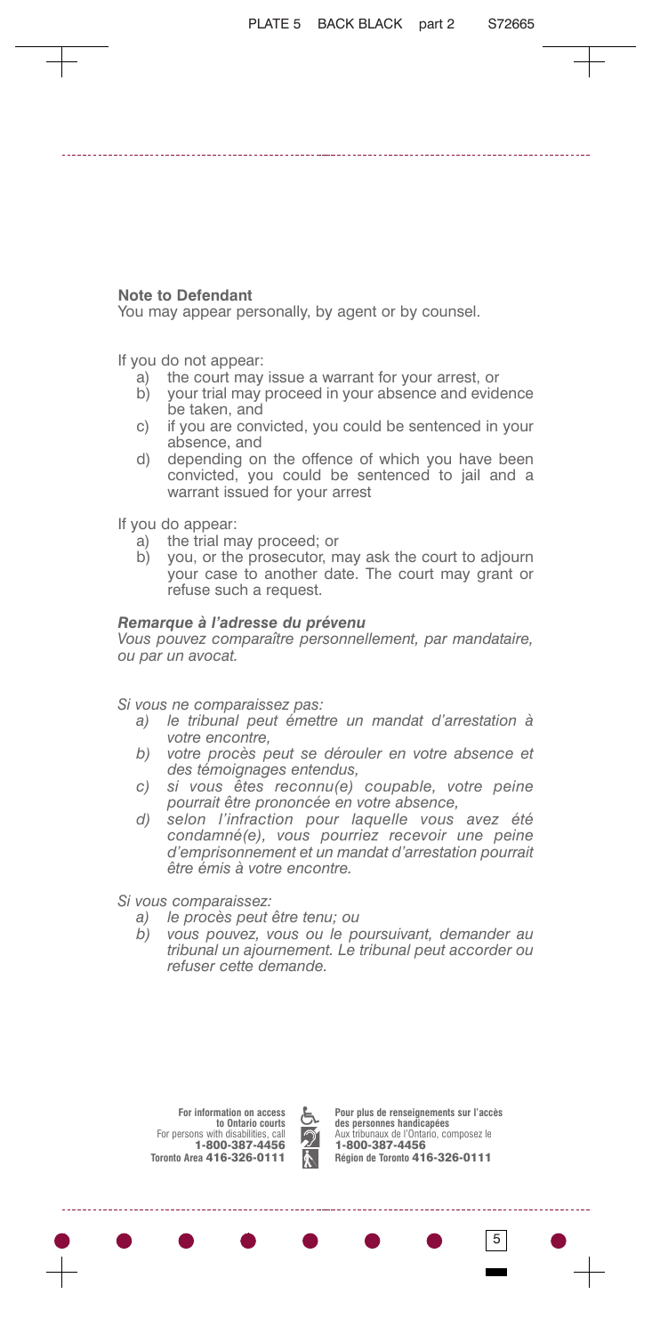**Note to Defendant**

You may appear personally, by agent or by counsel.

If you do not appear:

a) the court may issue a warrant for your arrest, or
b) your trial may proceed in your absence and evidence be taken, and
c) if you are convicted, you could be sentenced in your absence, and
d) depending on the offence of which you have been convicted, you could be sentenced to jail and a warrant issued for your arrest

If you do appear:

a) the trial may proceed; or
b) you, or the prosecutor, may ask the court to adjourn your case to another date. The court may grant or refuse such a request.

***Remarque à l'adresse du prévenu***

*Vous pouvez comparaître personnellement, par mandataire, ou par un avocat.*

*Si vous ne comparaissez pas:*

*a) le tribunal peut émettre un mandat d'arrestation à votre encontre,*
*b) votre procès peut se dérouler en votre absence et des témoignages entendus,*
*c) si vous êtes reconnu(e) coupable, votre peine pourrait être prononcée en votre absence,*
*d) selon l'infraction pour laquelle vous avez été condamné(e), vous pourriez recevoir une peine d'emprisonnement et un mandat d'arrestation pourrait être émis à votre encontre.*

*Si vous comparaissez:*

*a) le procès peut être tenu; ou*
*b) vous pouvez, vous ou le poursuivant, demander au tribunal un ajournement. Le tribunal peut accorder ou refuser cette demande.*

**For information on access to Ontario courts**
For persons with disabilities, call
**1-800-387-4456**
**Toronto Area 416-326-0111**

**Pour plus de renseignements sur l'accès des personnes handicapées**
Aux tribunaux de l'Ontario, composez le
**1-800-387-4456**
**Région de Toronto 416-326-0111**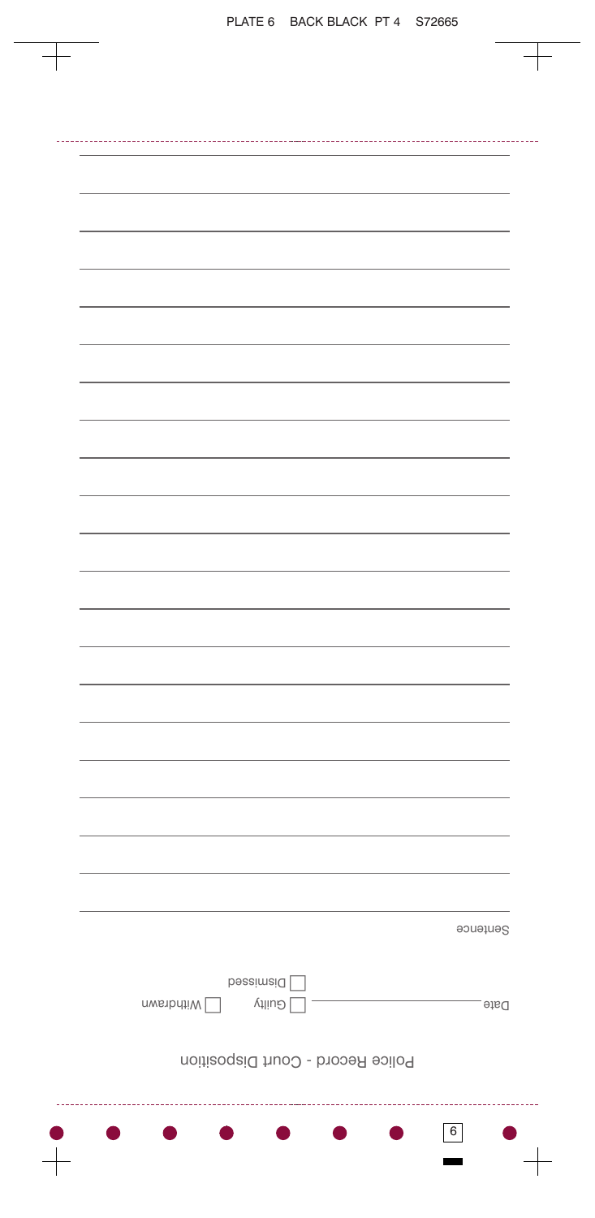Police Record - Court Disposition

Date ______________________ ☐ Guilty ☐ Withdrawn

☐ Dismissed

Sentence